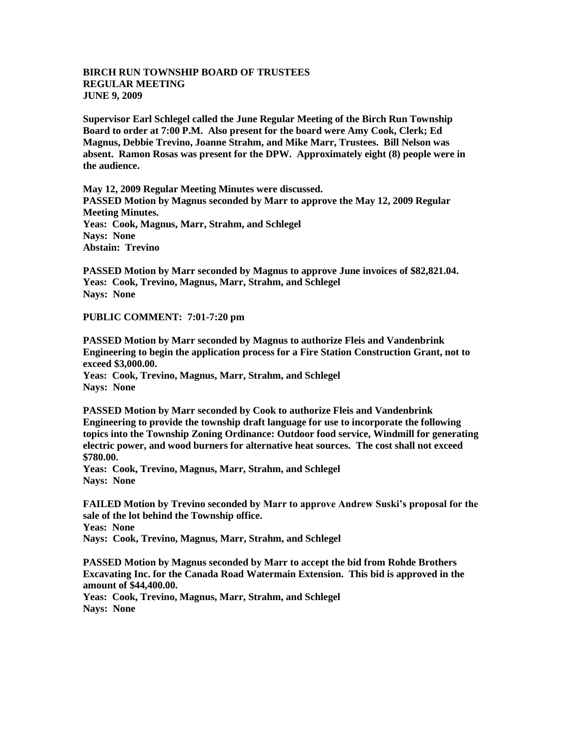**BIRCH RUN TOWNSHIP BOARD OF TRUSTEES**
**REGULAR MEETING**
**JUNE 9, 2009**

**Supervisor Earl Schlegel called the June Regular Meeting of the Birch Run Township Board to order at 7:00 P.M. Also present for the board were Amy Cook, Clerk; Ed Magnus, Debbie Trevino, Joanne Strahm, and Mike Marr, Trustees. Bill Nelson was absent. Ramon Rosas was present for the DPW. Approximately eight (8) people were in the audience.**

**May 12, 2009 Regular Meeting Minutes were discussed.**
**PASSED Motion by Magnus seconded by Marr to approve the May 12, 2009 Regular Meeting Minutes.**
**Yeas: Cook, Magnus, Marr, Strahm, and Schlegel**
**Nays: None**
**Abstain: Trevino**

**PASSED Motion by Marr seconded by Magnus to approve June invoices of $82,821.04.**
**Yeas: Cook, Trevino, Magnus, Marr, Strahm, and Schlegel**
**Nays: None**

**PUBLIC COMMENT: 7:01-7:20 pm**

**PASSED Motion by Marr seconded by Magnus to authorize Fleis and Vandenbrink Engineering to begin the application process for a Fire Station Construction Grant, not to exceed $3,000.00.**
**Yeas: Cook, Trevino, Magnus, Marr, Strahm, and Schlegel**
**Nays: None**

**PASSED Motion by Marr seconded by Cook to authorize Fleis and Vandenbrink Engineering to provide the township draft language for use to incorporate the following topics into the Township Zoning Ordinance: Outdoor food service, Windmill for generating electric power, and wood burners for alternative heat sources. The cost shall not exceed $780.00.**
**Yeas: Cook, Trevino, Magnus, Marr, Strahm, and Schlegel**
**Nays: None**

**FAILED Motion by Trevino seconded by Marr to approve Andrew Suski's proposal for the sale of the lot behind the Township office.**
**Yeas: None**
**Nays: Cook, Trevino, Magnus, Marr, Strahm, and Schlegel**

**PASSED Motion by Magnus seconded by Marr to accept the bid from Rohde Brothers Excavating Inc. for the Canada Road Watermain Extension. This bid is approved in the amount of $44,400.00.**
**Yeas: Cook, Trevino, Magnus, Marr, Strahm, and Schlegel**
**Nays: None**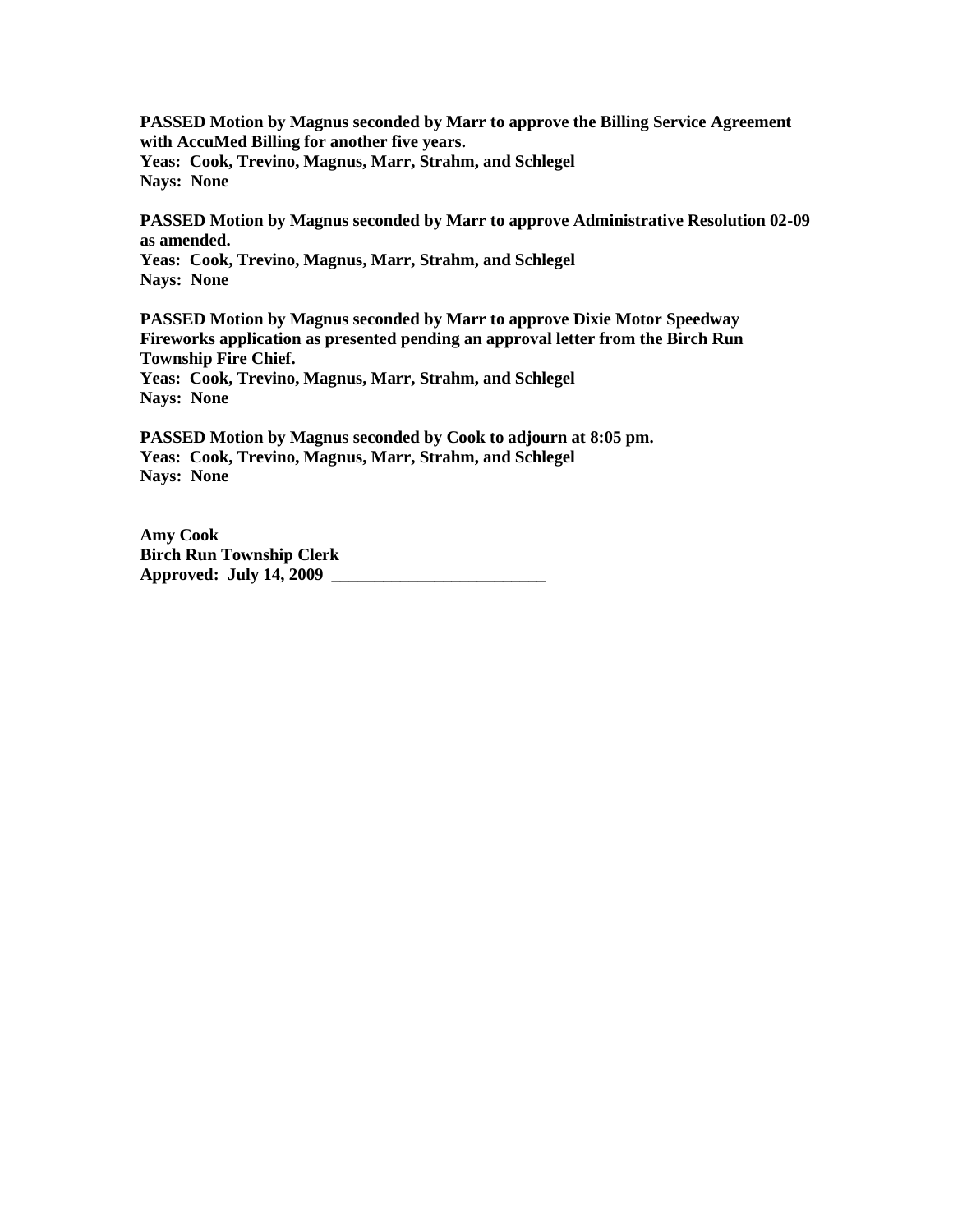**PASSED Motion by Magnus seconded by Marr to approve the Billing Service Agreement with AccuMed Billing for another five years.**
**Yeas: Cook, Trevino, Magnus, Marr, Strahm, and Schlegel**
**Nays: None**

**PASSED Motion by Magnus seconded by Marr to approve Administrative Resolution 02-09 as amended.**
**Yeas: Cook, Trevino, Magnus, Marr, Strahm, and Schlegel**
**Nays: None**

**PASSED Motion by Magnus seconded by Marr to approve Dixie Motor Speedway Fireworks application as presented pending an approval letter from the Birch Run Township Fire Chief.**
**Yeas: Cook, Trevino, Magnus, Marr, Strahm, and Schlegel**
**Nays: None**

**PASSED Motion by Magnus seconded by Cook to adjourn at 8:05 pm.**
**Yeas: Cook, Trevino, Magnus, Marr, Strahm, and Schlegel**
**Nays: None**

**Amy Cook**
**Birch Run Township Clerk**
**Approved: July 14, 2009 \_\_\_\_\_\_\_\_\_\_\_\_\_\_\_\_\_\_\_\_\_\_\_\_\_**